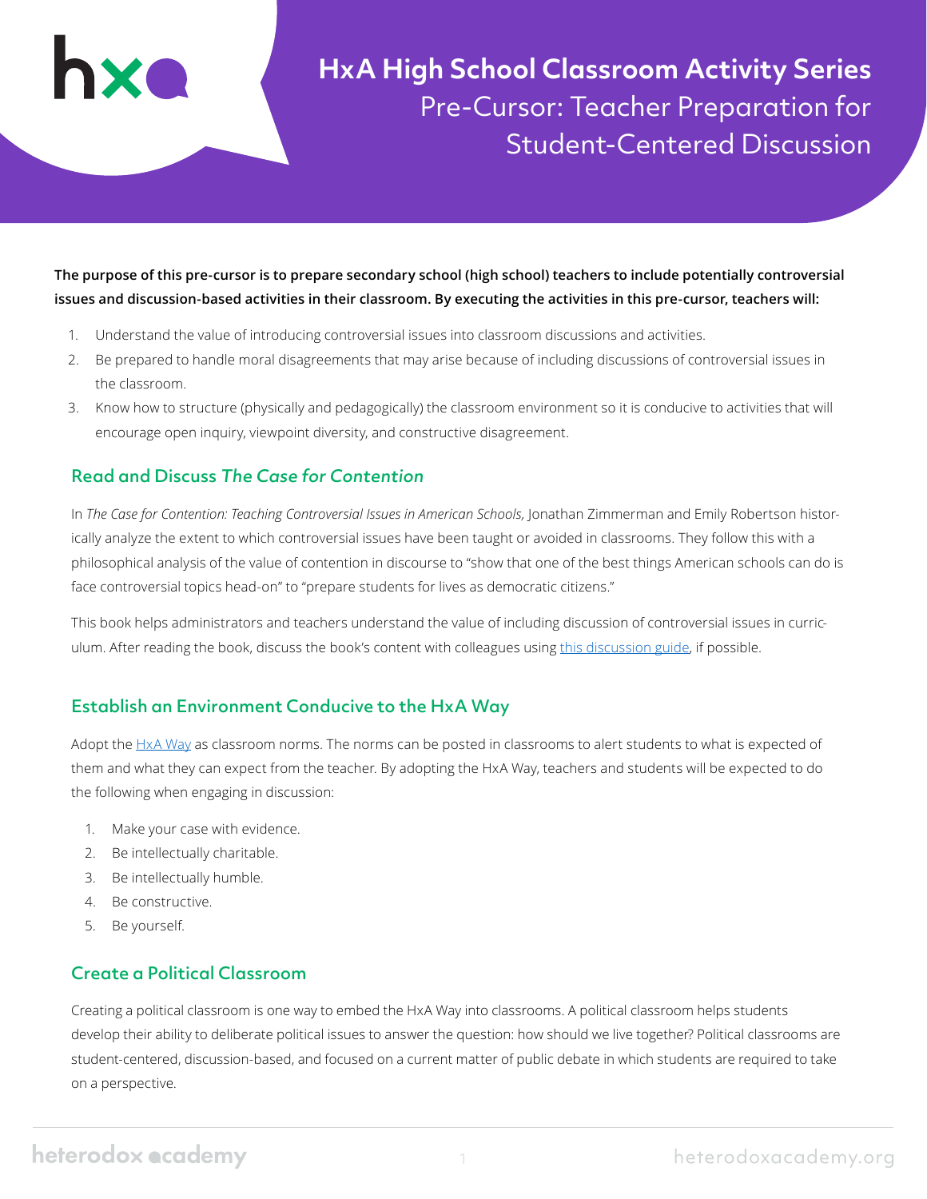# HxA High School Classroom Activity Series

## Pre-Cursor: Teacher Preparation for Student-Centered Discussion

**The purpose of this pre-cursor is to prepare secondary school (high school) teachers to include potentially controversial issues and discussion-based activities in their classroom. By executing the activities in this pre-cursor, teachers will:**

1. Understand the value of introducing controversial issues into classroom discussions and activities.
2. Be prepared to handle moral disagreements that may arise because of including discussions of controversial issues in the classroom.
3. Know how to structure (physically and pedagogically) the classroom environment so it is conducive to activities that will encourage open inquiry, viewpoint diversity, and constructive disagreement.

### Read and Discuss *The Case for Contention*

In *The Case for Contention: Teaching Controversial Issues in American Schools,* Jonathan Zimmerman and Emily Robertson historically analyze the extent to which controversial issues have been taught or avoided in classrooms. They follow this with a philosophical analysis of the value of contention in discourse to "show that one of the best things American schools can do is face controversial topics head-on" to "prepare students for lives as democratic citizens."

This book helps administrators and teachers understand the value of including discussion of controversial issues in curriculum. After reading the book, discuss the book's content with colleagues using this discussion guide, if possible.

### Establish an Environment Conducive to the HxA Way

Adopt the HxA Way as classroom norms. The norms can be posted in classrooms to alert students to what is expected of them and what they can expect from the teacher. By adopting the HxA Way, teachers and students will be expected to do the following when engaging in discussion:

1. Make your case with evidence.
2. Be intellectually charitable.
3. Be intellectually humble.
4. Be constructive.
5. Be yourself.

### Create a Political Classroom

Creating a political classroom is one way to embed the HxA Way into classrooms. A political classroom helps students develop their ability to deliberate political issues to answer the question: how should we live together? Political classrooms are student-centered, discussion-based, and focused on a current matter of public debate in which students are required to take on a perspective.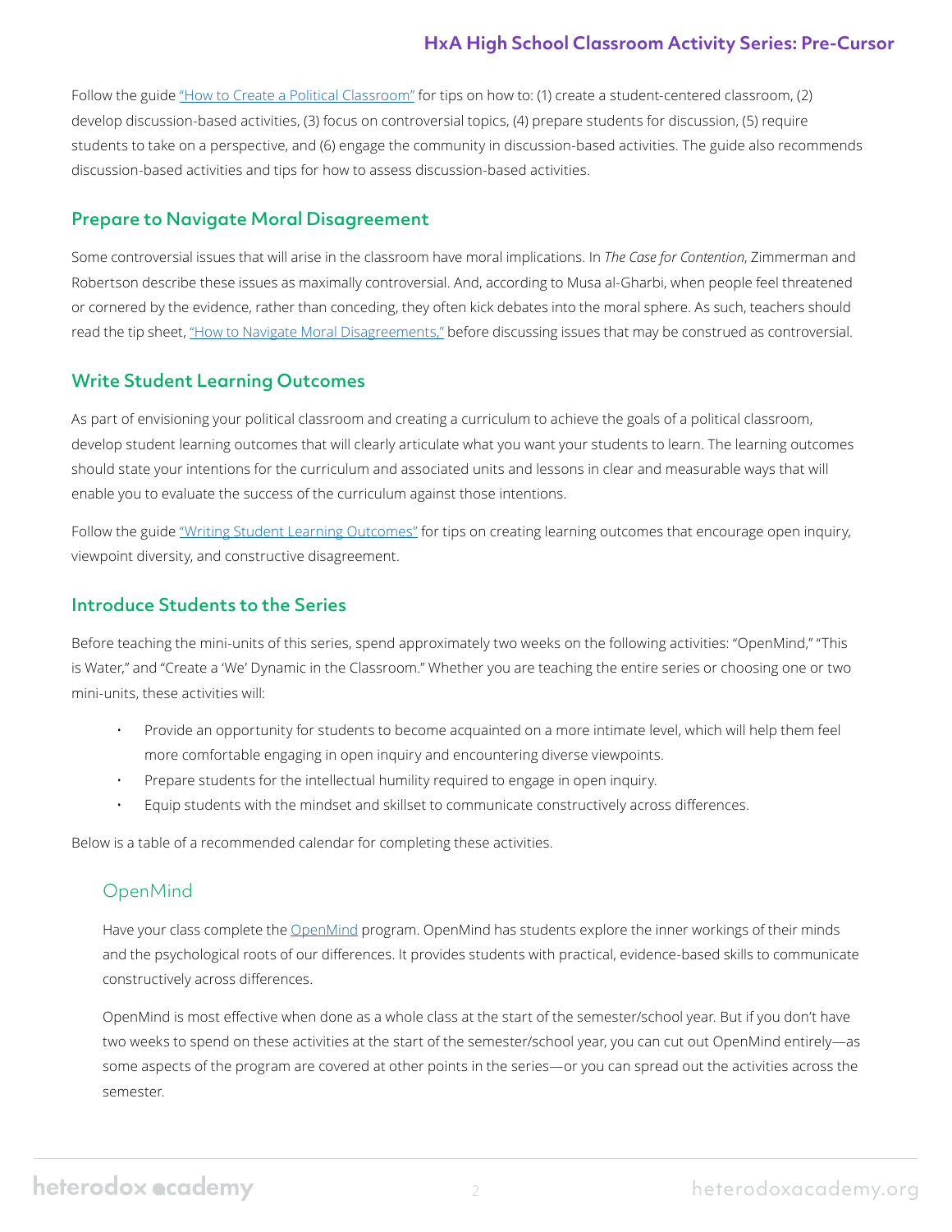Follow the guide "How to Create a Political Classroom" for tips on how to: (1) create a student-centered classroom, (2) develop discussion-based activities, (3) focus on controversial topics, (4) prepare students for discussion, (5) require students to take on a perspective, and (6) engage the community in discussion-based activities. The guide also recommends discussion-based activities and tips for how to assess discussion-based activities.

## Prepare to Navigate Moral Disagreement

Some controversial issues that will arise in the classroom have moral implications. In *The Case for Contention*, Zimmerman and Robertson describe these issues as maximally controversial. And, according to Musa al-Gharbi, when people feel threatened or cornered by the evidence, rather than conceding, they often kick debates into the moral sphere. As such, teachers should read the tip sheet, "How to Navigate Moral Disagreements," before discussing issues that may be construed as controversial.

## Write Student Learning Outcomes

As part of envisioning your political classroom and creating a curriculum to achieve the goals of a political classroom, develop student learning outcomes that will clearly articulate what you want your students to learn. The learning outcomes should state your intentions for the curriculum and associated units and lessons in clear and measurable ways that will enable you to evaluate the success of the curriculum against those intentions.

Follow the guide "Writing Student Learning Outcomes" for tips on creating learning outcomes that encourage open inquiry, viewpoint diversity, and constructive disagreement.

## Introduce Students to the Series

Before teaching the mini-units of this series, spend approximately two weeks on the following activities: "OpenMind," "This is Water," and "Create a 'We' Dynamic in the Classroom." Whether you are teaching the entire series or choosing one or two mini-units, these activities will:

- Provide an opportunity for students to become acquainted on a more intimate level, which will help them feel more comfortable engaging in open inquiry and encountering diverse viewpoints.
- Prepare students for the intellectual humility required to engage in open inquiry.
- Equip students with the mindset and skillset to communicate constructively across differences.

Below is a table of a recommended calendar for completing these activities.

### OpenMind

Have your class complete the OpenMind program. OpenMind has students explore the inner workings of their minds and the psychological roots of our differences. It provides students with practical, evidence-based skills to communicate constructively across differences.

OpenMind is most effective when done as a whole class at the start of the semester/school year. But if you don't have two weeks to spend on these activities at the start of the semester/school year, you can cut out OpenMind entirely—as some aspects of the program are covered at other points in the series—or you can spread out the activities across the semester.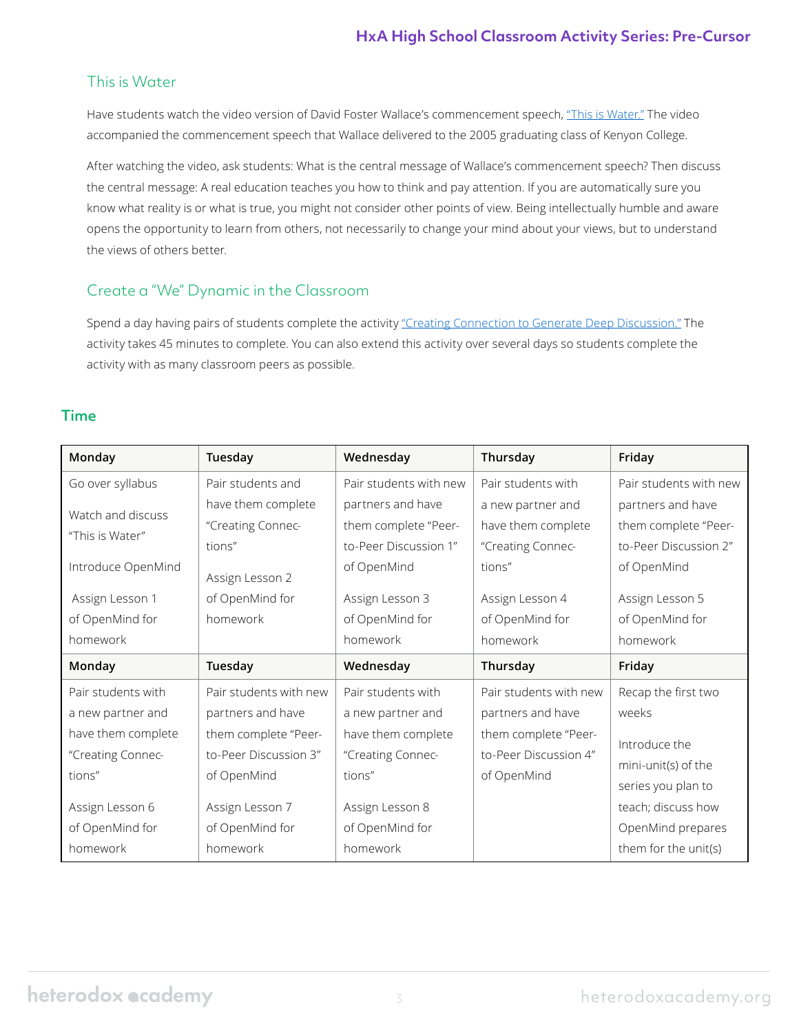## This is Water

Have students watch the video version of David Foster Wallace's commencement speech, "This is Water." The video accompanied the commencement speech that Wallace delivered to the 2005 graduating class of Kenyon College.

After watching the video, ask students: What is the central message of Wallace's commencement speech? Then discuss the central message: A real education teaches you how to think and pay attention. If you are automatically sure you know what reality is or what is true, you might not consider other points of view. Being intellectually humble and aware opens the opportunity to learn from others, not necessarily to change your mind about your views, but to understand the views of others better.

## Create a "We" Dynamic in the Classroom

Spend a day having pairs of students complete the activity "Creating Connection to Generate Deep Discussion." The activity takes 45 minutes to complete. You can also extend this activity over several days so students complete the activity with as many classroom peers as possible.

# Time

| Monday | Tuesday | Wednesday | Thursday | Friday |
|---|---|---|---|---|
| Go over syllabus<br><br>Watch and discuss "This is Water"<br><br>Introduce OpenMind<br><br>Assign Lesson 1 of OpenMind for homework | Pair students and have them complete "Creating Connections"<br><br>Assign Lesson 2 of OpenMind for homework | Pair students with new partners and have them complete "Peer-to-Peer Discussion 1" of OpenMind<br><br>Assign Lesson 3 of OpenMind for homework | Pair students with a new partner and have them complete "Creating Connections"<br><br>Assign Lesson 4 of OpenMind for homework | Pair students with new partners and have them complete "Peer-to-Peer Discussion 2" of OpenMind<br><br>Assign Lesson 5 of OpenMind for homework |
| **Monday** | **Tuesday** | **Wednesday** | **Thursday** | **Friday** |
| Pair students with a new partner and have them complete "Creating Connections"<br><br>Assign Lesson 6 of OpenMind for homework | Pair students with new partners and have them complete "Peer-to-Peer Discussion 3" of OpenMind<br><br>Assign Lesson 7 of OpenMind for homework | Pair students with a new partner and have them complete "Creating Connections"<br><br>Assign Lesson 8 of OpenMind for homework | Pair students with new partners and have them complete "Peer-to-Peer Discussion 4" of OpenMind | Recap the first two weeks<br><br>Introduce the mini-unit(s) of the series you plan to teach; discuss how OpenMind prepares them for the unit(s) |